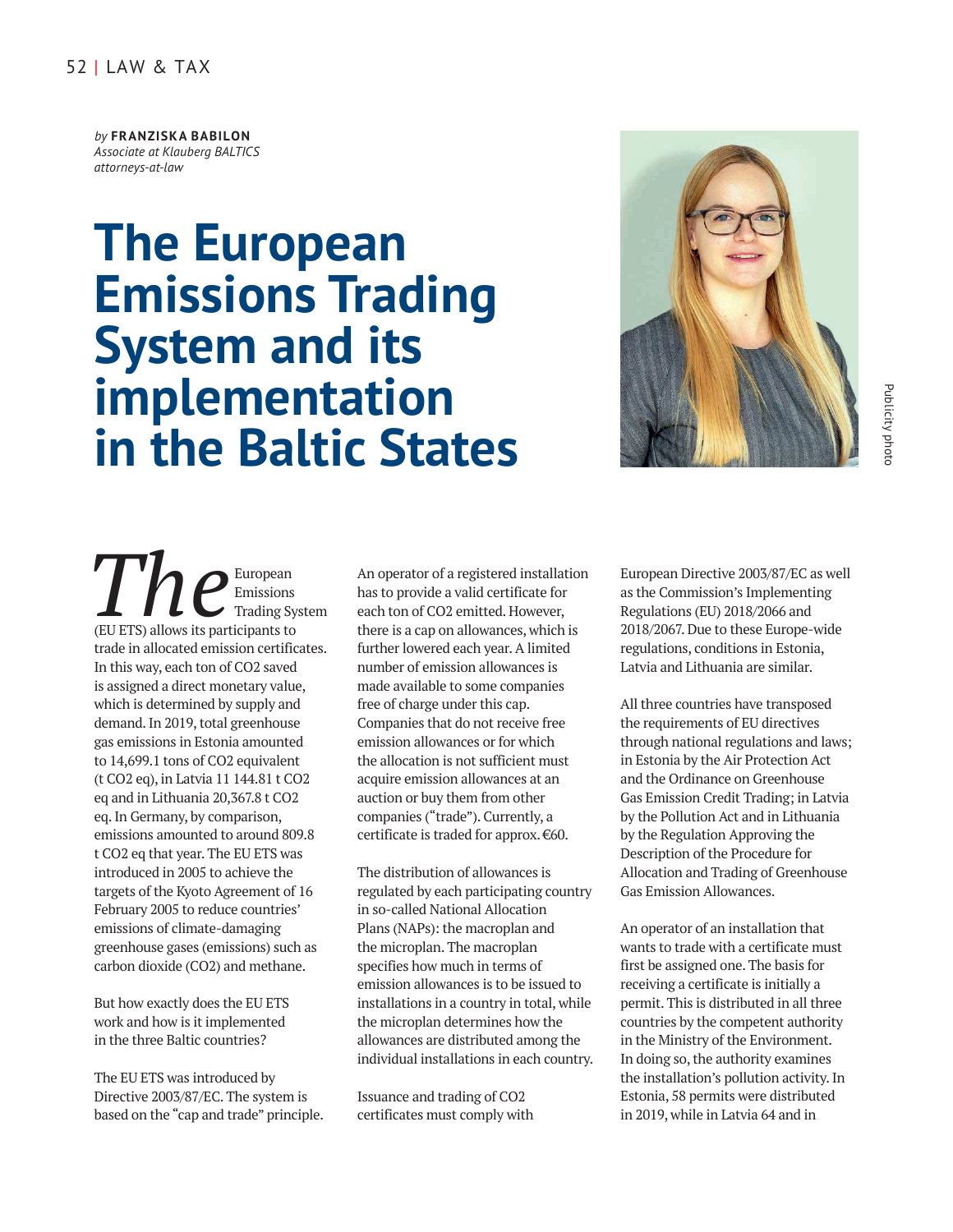by **FRANZISKA BABILON**
*Associate at Klauberg BALTICS attorneys-at-law*

# The European Emissions Trading System and its implementation in the Baltic States

Publicity photo

The European Emissions Trading System (EU ETS) allows its participants to trade in allocated emission certificates. In this way, each ton of CO2 saved is assigned a direct monetary value, which is determined by supply and demand. In 2019, total greenhouse gas emissions in Estonia amounted to 14,699.1 tons of CO2 equivalent (t CO2 eq), in Latvia 11 144.81 t CO2 eq and in Lithuania 20,367.8 t CO2 eq. In Germany, by comparison, emissions amounted to around 809.8 t CO2 eq that year. The EU ETS was introduced in 2005 to achieve the targets of the Kyoto Agreement of 16 February 2005 to reduce countries' emissions of climate-damaging greenhouse gases (emissions) such as carbon dioxide (CO2) and methane.

But how exactly does the EU ETS work and how is it implemented in the three Baltic countries?

The EU ETS was introduced by Directive 2003/87/EC. The system is based on the "cap and trade" principle. An operator of a registered installation has to provide a valid certificate for each ton of CO2 emitted. However, there is a cap on allowances, which is further lowered each year. A limited number of emission allowances is made available to some companies free of charge under this cap. Companies that do not receive free emission allowances or for which the allocation is not sufficient must acquire emission allowances at an auction or buy them from other companies ("trade"). Currently, a certificate is traded for approx. €60.

The distribution of allowances is regulated by each participating country in so-called National Allocation Plans (NAPs): the macroplan and the microplan. The macroplan specifies how much in terms of emission allowances is to be issued to installations in a country in total, while the microplan determines how the allowances are distributed among the individual installations in each country.

Issuance and trading of CO2 certificates must comply with European Directive 2003/87/EC as well as the Commission's Implementing Regulations (EU) 2018/2066 and 2018/2067. Due to these Europe-wide regulations, conditions in Estonia, Latvia and Lithuania are similar.

All three countries have transposed the requirements of EU directives through national regulations and laws; in Estonia by the Air Protection Act and the Ordinance on Greenhouse Gas Emission Credit Trading; in Latvia by the Pollution Act and in Lithuania by the Regulation Approving the Description of the Procedure for Allocation and Trading of Greenhouse Gas Emission Allowances.

An operator of an installation that wants to trade with a certificate must first be assigned one. The basis for receiving a certificate is initially a permit. This is distributed in all three countries by the competent authority in the Ministry of the Environment. In doing so, the authority examines the installation's pollution activity. In Estonia, 58 permits were distributed in 2019, while in Latvia 64 and in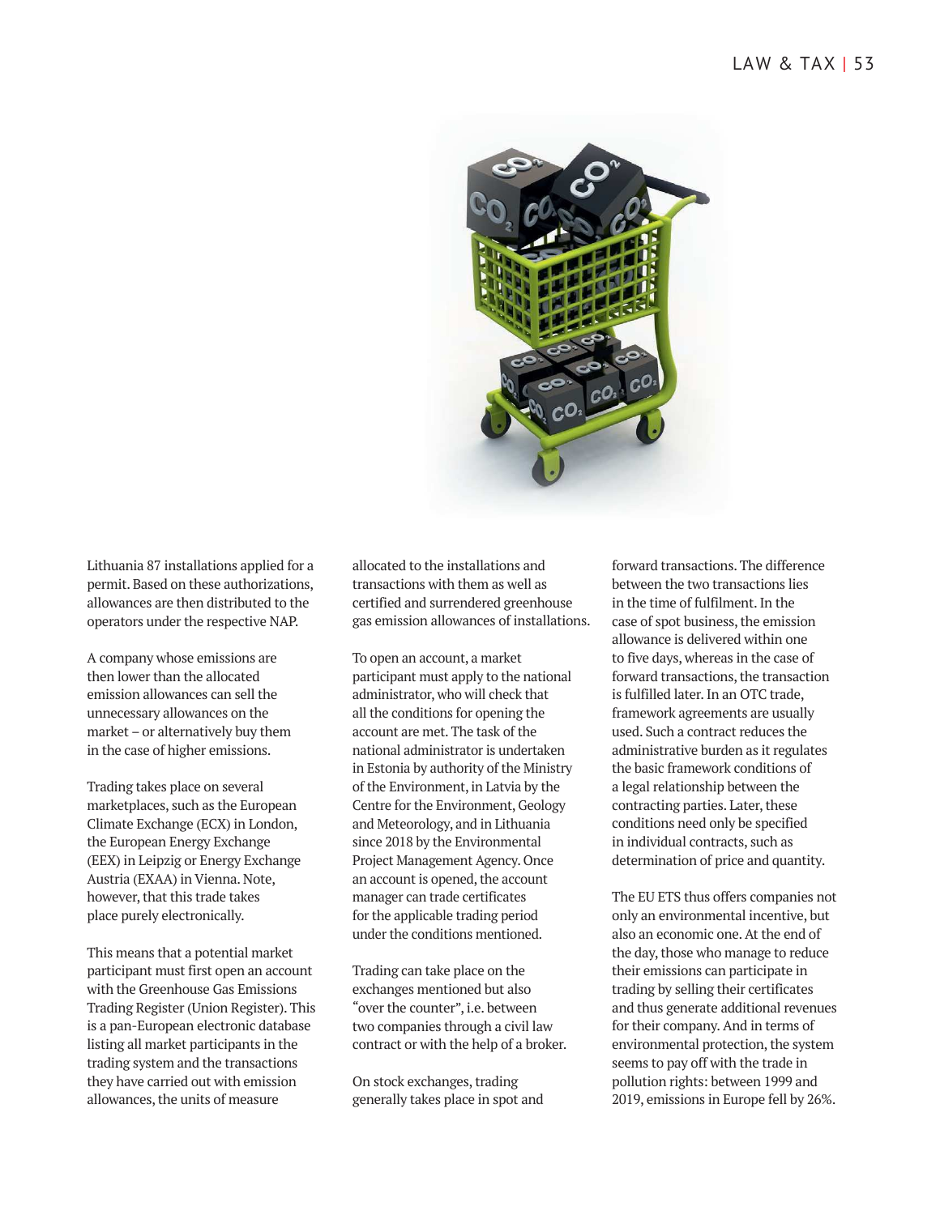Lithuania 87 installations applied for a permit. Based on these authorizations, allowances are then distributed to the operators under the respective NAP.

A company whose emissions are then lower than the allocated emission allowances can sell the unnecessary allowances on the market – or alternatively buy them in the case of higher emissions.

Trading takes place on several marketplaces, such as the European Climate Exchange (ECX) in London, the European Energy Exchange (EEX) in Leipzig or Energy Exchange Austria (EXAA) in Vienna. Note, however, that this trade takes place purely electronically.

This means that a potential market participant must first open an account with the Greenhouse Gas Emissions Trading Register (Union Register). This is a pan-European electronic database listing all market participants in the trading system and the transactions they have carried out with emission allowances, the units of measure allocated to the installations and transactions with them as well as certified and surrendered greenhouse gas emission allowances of installations.

To open an account, a market participant must apply to the national administrator, who will check that all the conditions for opening the account are met. The task of the national administrator is undertaken in Estonia by authority of the Ministry of the Environment, in Latvia by the Centre for the Environment, Geology and Meteorology, and in Lithuania since 2018 by the Environmental Project Management Agency. Once an account is opened, the account manager can trade certificates for the applicable trading period under the conditions mentioned.

Trading can take place on the exchanges mentioned but also "over the counter", i.e. between two companies through a civil law contract or with the help of a broker.

On stock exchanges, trading generally takes place in spot and forward transactions. The difference between the two transactions lies in the time of fulfilment. In the case of spot business, the emission allowance is delivered within one to five days, whereas in the case of forward transactions, the transaction is fulfilled later. In an OTC trade, framework agreements are usually used. Such a contract reduces the administrative burden as it regulates the basic framework conditions of a legal relationship between the contracting parties. Later, these conditions need only be specified in individual contracts, such as determination of price and quantity.

The EU ETS thus offers companies not only an environmental incentive, but also an economic one. At the end of the day, those who manage to reduce their emissions can participate in trading by selling their certificates and thus generate additional revenues for their company. And in terms of environmental protection, the system seems to pay off with the trade in pollution rights: between 1999 and 2019, emissions in Europe fell by 26%.